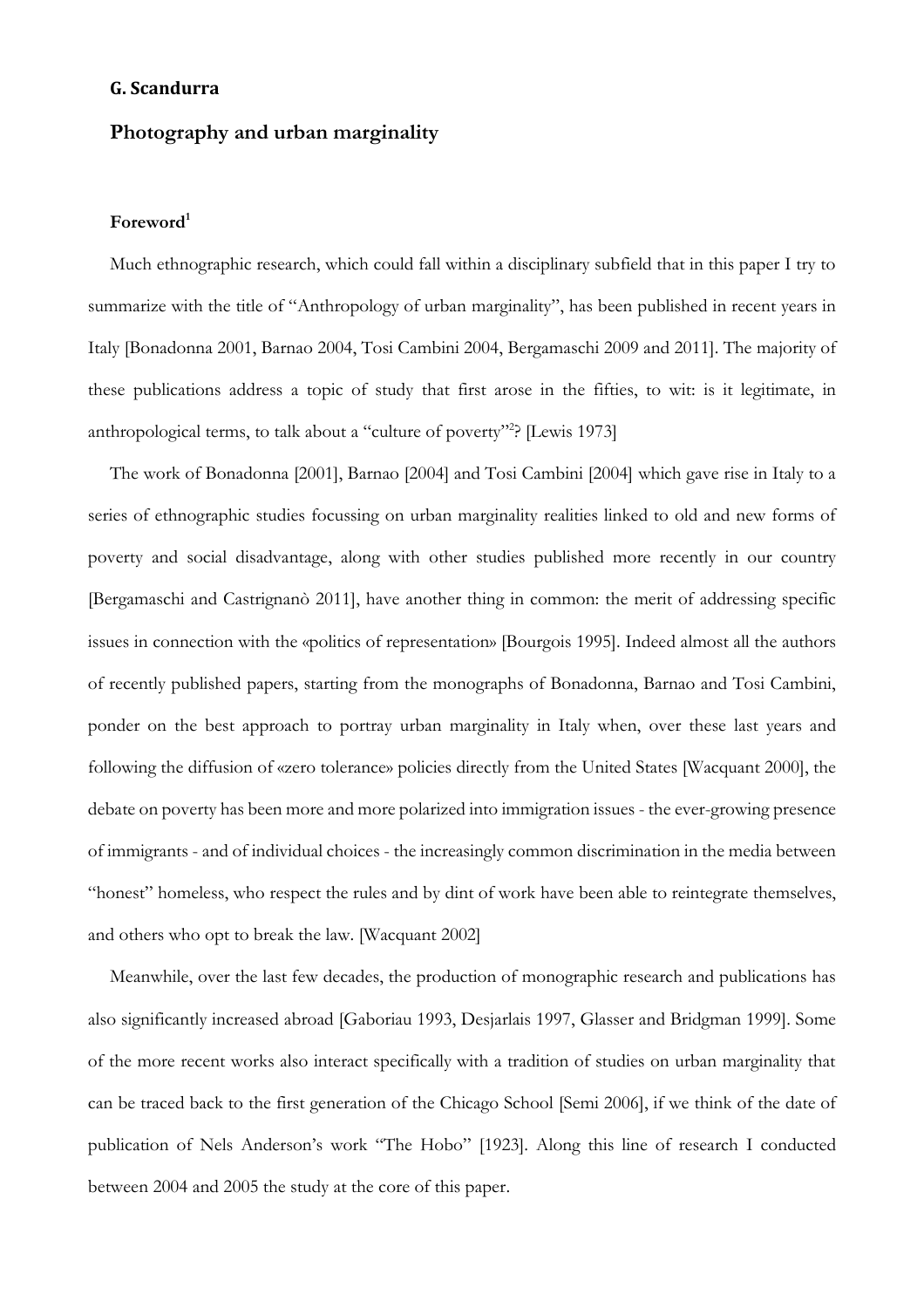**G. Scandurra**

# Photography and urban marginality

## Foreword[1]

Much ethnographic research, which could fall within a disciplinary subfield that in this paper I try to summarize with the title of "Anthropology of urban marginality", has been published in recent years in Italy [Bonadonna 2001, Barnao 2004, Tosi Cambini 2004, Bergamaschi 2009 and 2011]. The majority of these publications address a topic of study that first arose in the fifties, to wit: is it legitimate, in anthropological terms, to talk about a "culture of poverty"[2]? [Lewis 1973]

The work of Bonadonna [2001], Barnao [2004] and Tosi Cambini [2004] which gave rise in Italy to a series of ethnographic studies focussing on urban marginality realities linked to old and new forms of poverty and social disadvantage, along with other studies published more recently in our country [Bergamaschi and Castrignanò 2011], have another thing in common: the merit of addressing specific issues in connection with the «politics of representation» [Bourgois 1995]. Indeed almost all the authors of recently published papers, starting from the monographs of Bonadonna, Barnao and Tosi Cambini, ponder on the best approach to portray urban marginality in Italy when, over these last years and following the diffusion of «zero tolerance» policies directly from the United States [Wacquant 2000], the debate on poverty has been more and more polarized into immigration issues - the ever-growing presence of immigrants - and of individual choices - the increasingly common discrimination in the media between "honest" homeless, who respect the rules and by dint of work have been able to reintegrate themselves, and others who opt to break the law. [Wacquant 2002]

Meanwhile, over the last few decades, the production of monographic research and publications has also significantly increased abroad [Gaboriau 1993, Desjarlais 1997, Glasser and Bridgman 1999]. Some of the more recent works also interact specifically with a tradition of studies on urban marginality that can be traced back to the first generation of the Chicago School [Semi 2006], if we think of the date of publication of Nels Anderson's work "The Hobo" [1923]. Along this line of research I conducted between 2004 and 2005 the study at the core of this paper.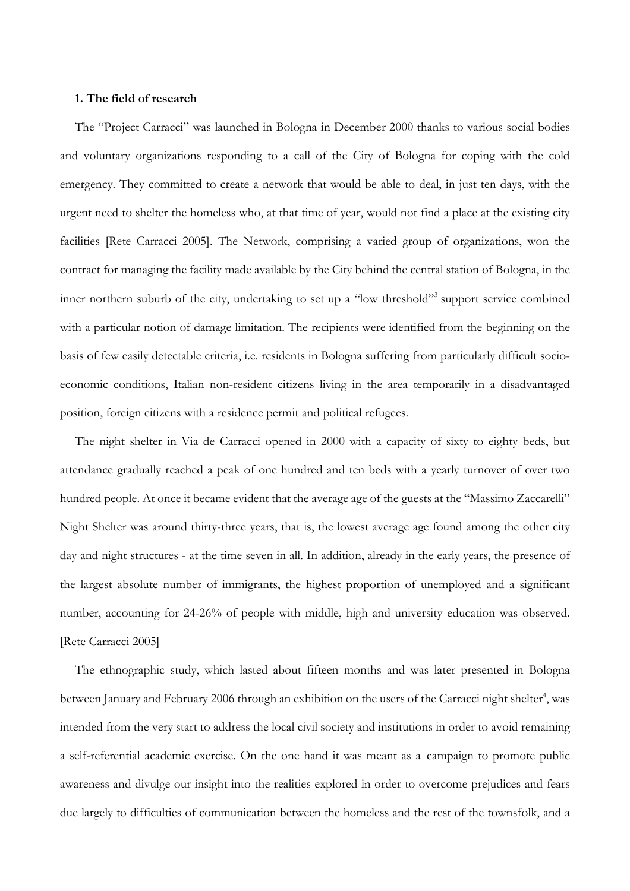### 1. The field of research

The "Project Carracci" was launched in Bologna in December 2000 thanks to various social bodies and voluntary organizations responding to a call of the City of Bologna for coping with the cold emergency. They committed to create a network that would be able to deal, in just ten days, with the urgent need to shelter the homeless who, at that time of year, would not find a place at the existing city facilities [Rete Carracci 2005]. The Network, comprising a varied group of organizations, won the contract for managing the facility made available by the City behind the central station of Bologna, in the inner northern suburb of the city, undertaking to set up a "low threshold"[3] support service combined with a particular notion of damage limitation. The recipients were identified from the beginning on the basis of few easily detectable criteria, i.e. residents in Bologna suffering from particularly difficult socio-economic conditions, Italian non-resident citizens living in the area temporarily in a disadvantaged position, foreign citizens with a residence permit and political refugees.

The night shelter in Via de Carracci opened in 2000 with a capacity of sixty to eighty beds, but attendance gradually reached a peak of one hundred and ten beds with a yearly turnover of over two hundred people. At once it became evident that the average age of the guests at the "Massimo Zaccarelli" Night Shelter was around thirty-three years, that is, the lowest average age found among the other city day and night structures - at the time seven in all. In addition, already in the early years, the presence of the largest absolute number of immigrants, the highest proportion of unemployed and a significant number, accounting for 24-26% of people with middle, high and university education was observed. [Rete Carracci 2005]

The ethnographic study, which lasted about fifteen months and was later presented in Bologna between January and February 2006 through an exhibition on the users of the Carracci night shelter[4], was intended from the very start to address the local civil society and institutions in order to avoid remaining a self-referential academic exercise. On the one hand it was meant as a campaign to promote public awareness and divulge our insight into the realities explored in order to overcome prejudices and fears due largely to difficulties of communication between the homeless and the rest of the townsfolk, and a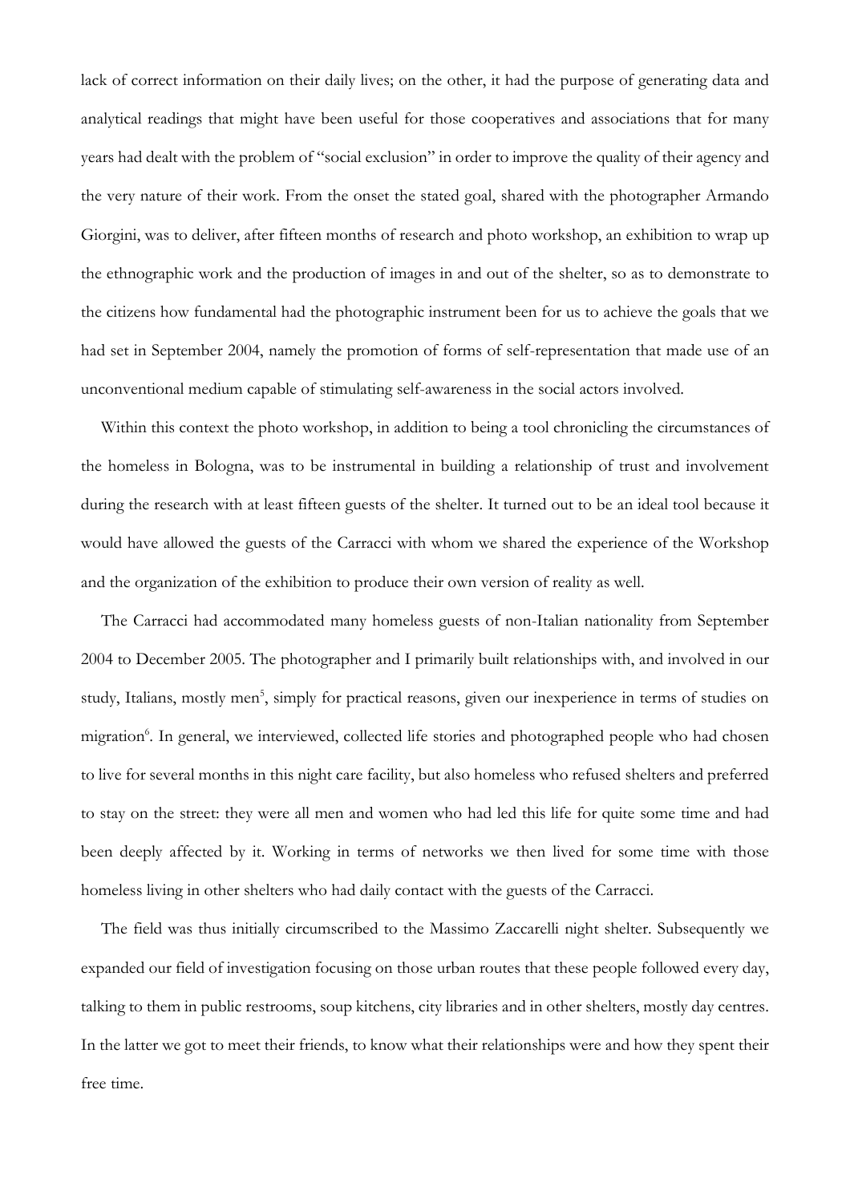lack of correct information on their daily lives; on the other, it had the purpose of generating data and analytical readings that might have been useful for those cooperatives and associations that for many years had dealt with the problem of "social exclusion" in order to improve the quality of their agency and the very nature of their work. From the onset the stated goal, shared with the photographer Armando Giorgini, was to deliver, after fifteen months of research and photo workshop, an exhibition to wrap up the ethnographic work and the production of images in and out of the shelter, so as to demonstrate to the citizens how fundamental had the photographic instrument been for us to achieve the goals that we had set in September 2004, namely the promotion of forms of self-representation that made use of an unconventional medium capable of stimulating self-awareness in the social actors involved.

Within this context the photo workshop, in addition to being a tool chronicling the circumstances of the homeless in Bologna, was to be instrumental in building a relationship of trust and involvement during the research with at least fifteen guests of the shelter. It turned out to be an ideal tool because it would have allowed the guests of the Carracci with whom we shared the experience of the Workshop and the organization of the exhibition to produce their own version of reality as well.

The Carracci had accommodated many homeless guests of non-Italian nationality from September 2004 to December 2005. The photographer and I primarily built relationships with, and involved in our study, Italians, mostly men[5], simply for practical reasons, given our inexperience in terms of studies on migration[6]. In general, we interviewed, collected life stories and photographed people who had chosen to live for several months in this night care facility, but also homeless who refused shelters and preferred to stay on the street: they were all men and women who had led this life for quite some time and had been deeply affected by it. Working in terms of networks we then lived for some time with those homeless living in other shelters who had daily contact with the guests of the Carracci.

The field was thus initially circumscribed to the Massimo Zaccarelli night shelter. Subsequently we expanded our field of investigation focusing on those urban routes that these people followed every day, talking to them in public restrooms, soup kitchens, city libraries and in other shelters, mostly day centres. In the latter we got to meet their friends, to know what their relationships were and how they spent their free time.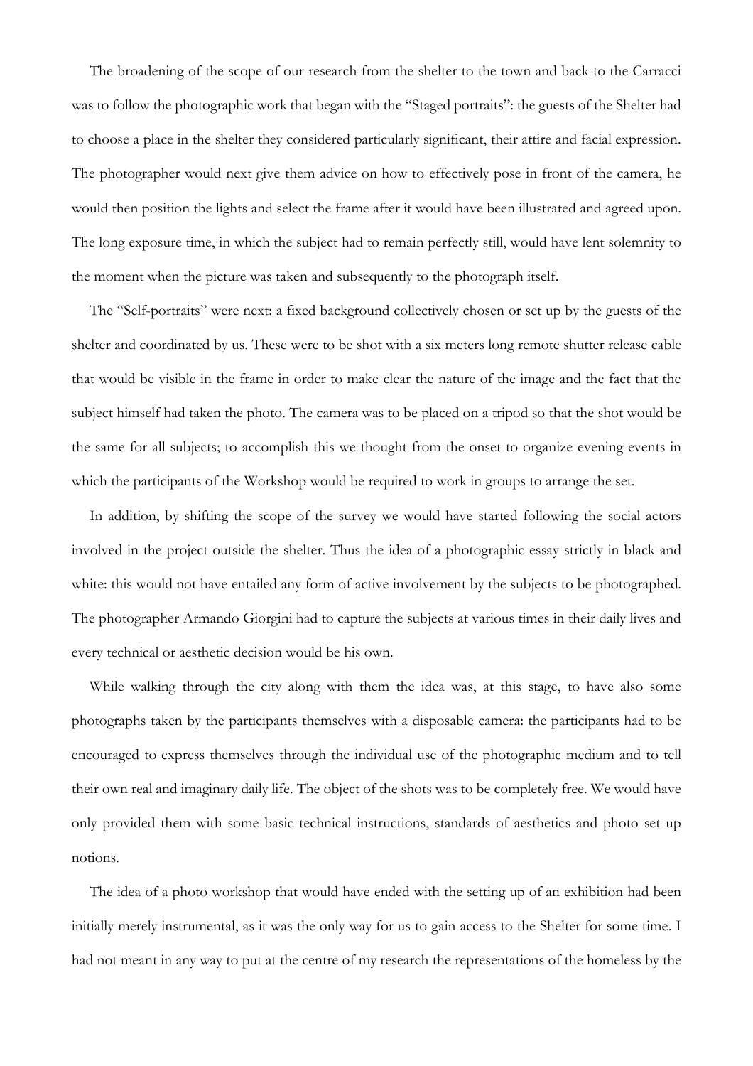The broadening of the scope of our research from the shelter to the town and back to the Carracci was to follow the photographic work that began with the "Staged portraits": the guests of the Shelter had to choose a place in the shelter they considered particularly significant, their attire and facial expression. The photographer would next give them advice on how to effectively pose in front of the camera, he would then position the lights and select the frame after it would have been illustrated and agreed upon. The long exposure time, in which the subject had to remain perfectly still, would have lent solemnity to the moment when the picture was taken and subsequently to the photograph itself.

The "Self-portraits" were next: a fixed background collectively chosen or set up by the guests of the shelter and coordinated by us. These were to be shot with a six meters long remote shutter release cable that would be visible in the frame in order to make clear the nature of the image and the fact that the subject himself had taken the photo. The camera was to be placed on a tripod so that the shot would be the same for all subjects; to accomplish this we thought from the onset to organize evening events in which the participants of the Workshop would be required to work in groups to arrange the set.

In addition, by shifting the scope of the survey we would have started following the social actors involved in the project outside the shelter. Thus the idea of a photographic essay strictly in black and white: this would not have entailed any form of active involvement by the subjects to be photographed. The photographer Armando Giorgini had to capture the subjects at various times in their daily lives and every technical or aesthetic decision would be his own.

While walking through the city along with them the idea was, at this stage, to have also some photographs taken by the participants themselves with a disposable camera: the participants had to be encouraged to express themselves through the individual use of the photographic medium and to tell their own real and imaginary daily life. The object of the shots was to be completely free. We would have only provided them with some basic technical instructions, standards of aesthetics and photo set up notions.

The idea of a photo workshop that would have ended with the setting up of an exhibition had been initially merely instrumental, as it was the only way for us to gain access to the Shelter for some time. I had not meant in any way to put at the centre of my research the representations of the homeless by the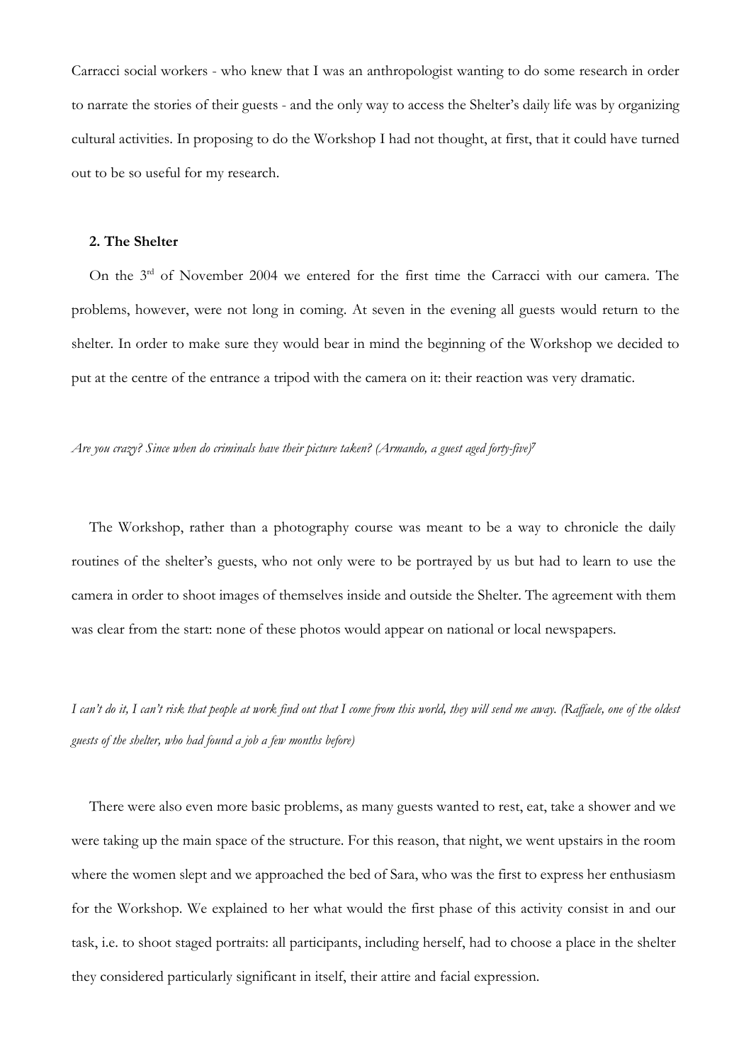Carracci social workers - who knew that I was an anthropologist wanting to do some research in order to narrate the stories of their guests - and the only way to access the Shelter's daily life was by organizing cultural activities. In proposing to do the Workshop I had not thought, at first, that it could have turned out to be so useful for my research.

### 2. The Shelter

On the 3rd of November 2004 we entered for the first time the Carracci with our camera. The problems, however, were not long in coming. At seven in the evening all guests would return to the shelter. In order to make sure they would bear in mind the beginning of the Workshop we decided to put at the centre of the entrance a tripod with the camera on it: their reaction was very dramatic.

*Are you crazy? Since when do criminals have their picture taken? (Armando, a guest aged forty-five)*[7]

The Workshop, rather than a photography course was meant to be a way to chronicle the daily routines of the shelter's guests, who not only were to be portrayed by us but had to learn to use the camera in order to shoot images of themselves inside and outside the Shelter. The agreement with them was clear from the start: none of these photos would appear on national or local newspapers.

*I can't do it, I can't risk that people at work find out that I come from this world, they will send me away. (Raffaele, one of the oldest guests of the shelter, who had found a job a few months before)*

There were also even more basic problems, as many guests wanted to rest, eat, take a shower and we were taking up the main space of the structure. For this reason, that night, we went upstairs in the room where the women slept and we approached the bed of Sara, who was the first to express her enthusiasm for the Workshop. We explained to her what would the first phase of this activity consist in and our task, i.e. to shoot staged portraits: all participants, including herself, had to choose a place in the shelter they considered particularly significant in itself, their attire and facial expression.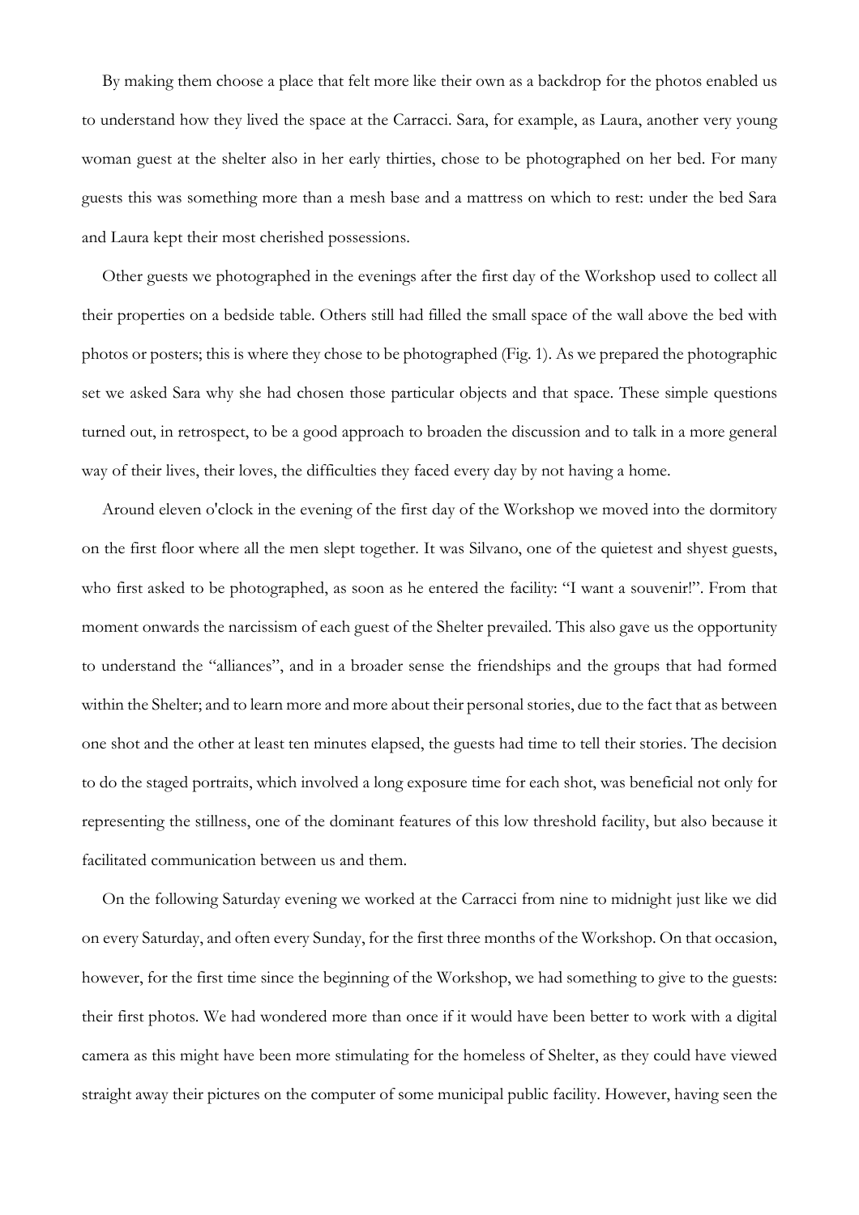By making them choose a place that felt more like their own as a backdrop for the photos enabled us to understand how they lived the space at the Carracci. Sara, for example, as Laura, another very young woman guest at the shelter also in her early thirties, chose to be photographed on her bed. For many guests this was something more than a mesh base and a mattress on which to rest: under the bed Sara and Laura kept their most cherished possessions.

Other guests we photographed in the evenings after the first day of the Workshop used to collect all their properties on a bedside table. Others still had filled the small space of the wall above the bed with photos or posters; this is where they chose to be photographed (Fig. 1). As we prepared the photographic set we asked Sara why she had chosen those particular objects and that space. These simple questions turned out, in retrospect, to be a good approach to broaden the discussion and to talk in a more general way of their lives, their loves, the difficulties they faced every day by not having a home.

Around eleven o'clock in the evening of the first day of the Workshop we moved into the dormitory on the first floor where all the men slept together. It was Silvano, one of the quietest and shyest guests, who first asked to be photographed, as soon as he entered the facility: "I want a souvenir!". From that moment onwards the narcissism of each guest of the Shelter prevailed. This also gave us the opportunity to understand the "alliances", and in a broader sense the friendships and the groups that had formed within the Shelter; and to learn more and more about their personal stories, due to the fact that as between one shot and the other at least ten minutes elapsed, the guests had time to tell their stories. The decision to do the staged portraits, which involved a long exposure time for each shot, was beneficial not only for representing the stillness, one of the dominant features of this low threshold facility, but also because it facilitated communication between us and them.

On the following Saturday evening we worked at the Carracci from nine to midnight just like we did on every Saturday, and often every Sunday, for the first three months of the Workshop. On that occasion, however, for the first time since the beginning of the Workshop, we had something to give to the guests: their first photos. We had wondered more than once if it would have been better to work with a digital camera as this might have been more stimulating for the homeless of Shelter, as they could have viewed straight away their pictures on the computer of some municipal public facility. However, having seen the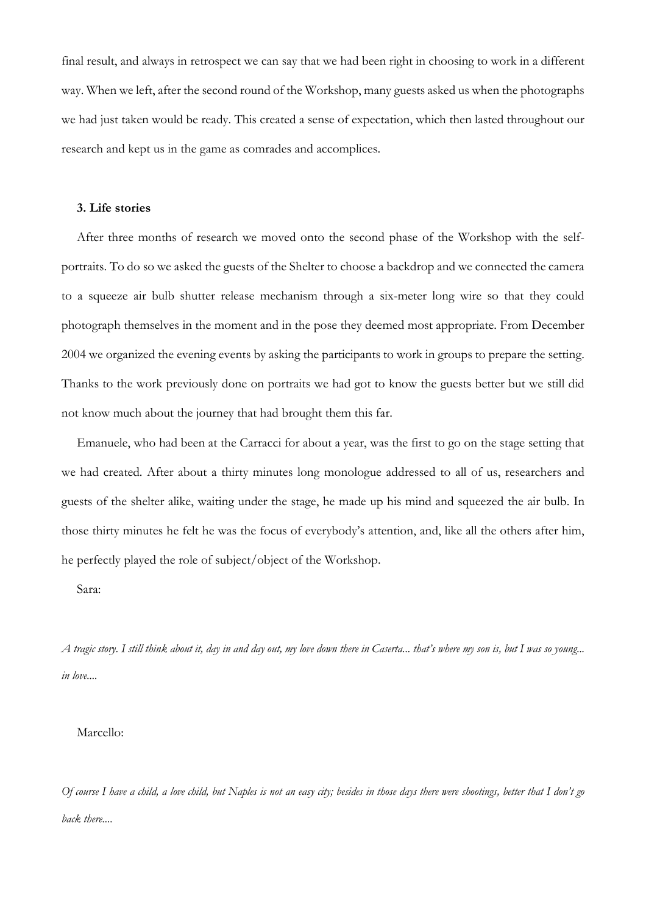final result, and always in retrospect we can say that we had been right in choosing to work in a different way. When we left, after the second round of the Workshop, many guests asked us when the photographs we had just taken would be ready. This created a sense of expectation, which then lasted throughout our research and kept us in the game as comrades and accomplices.

### 3. Life stories

After three months of research we moved onto the second phase of the Workshop with the self-portraits. To do so we asked the guests of the Shelter to choose a backdrop and we connected the camera to a squeeze air bulb shutter release mechanism through a six-meter long wire so that they could photograph themselves in the moment and in the pose they deemed most appropriate. From December 2004 we organized the evening events by asking the participants to work in groups to prepare the setting. Thanks to the work previously done on portraits we had got to know the guests better but we still did not know much about the journey that had brought them this far.

Emanuele, who had been at the Carracci for about a year, was the first to go on the stage setting that we had created. After about a thirty minutes long monologue addressed to all of us, researchers and guests of the shelter alike, waiting under the stage, he made up his mind and squeezed the air bulb. In those thirty minutes he felt he was the focus of everybody's attention, and, like all the others after him, he perfectly played the role of subject/object of the Workshop.

Sara:

*A tragic story. I still think about it, day in and day out, my love down there in Caserta... that's where my son is, but I was so young... in love....*

Marcello:

*Of course I have a child, a love child, but Naples is not an easy city; besides in those days there were shootings, better that I don't go back there....*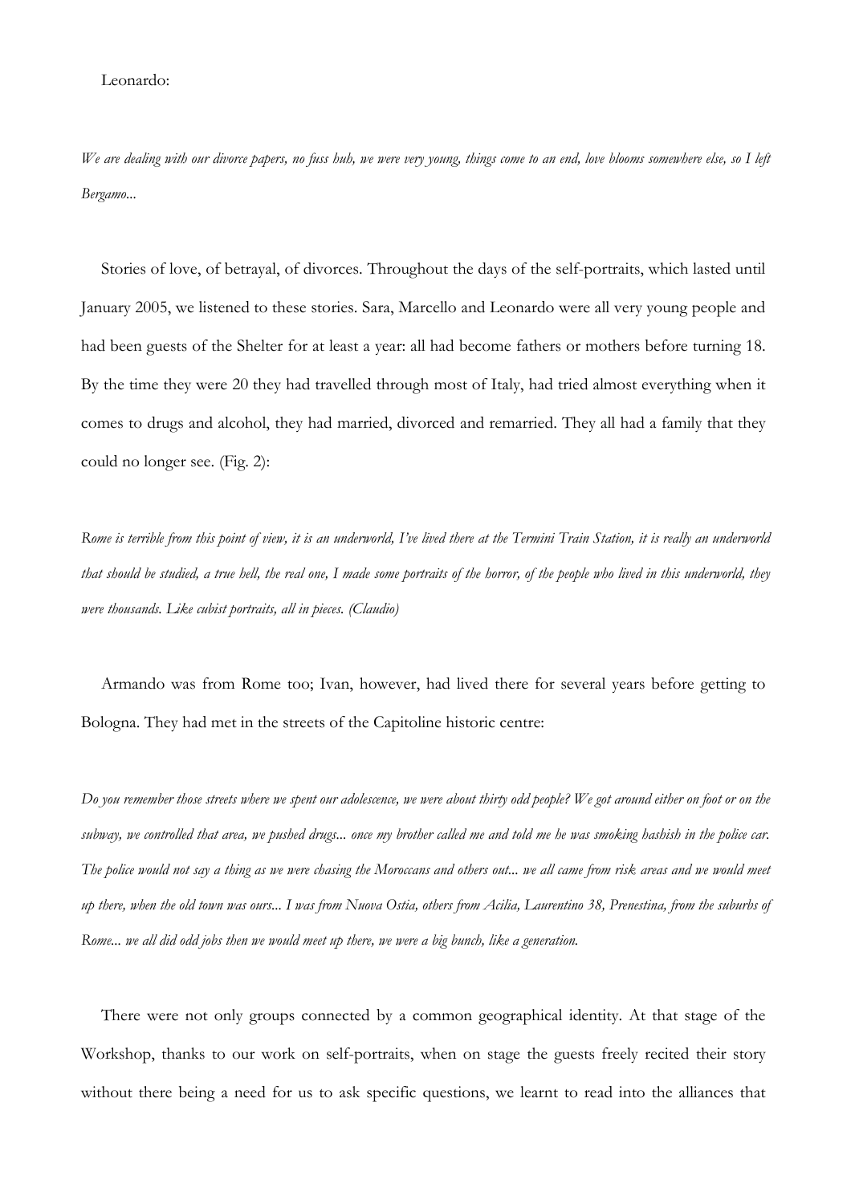Leonardo:

*We are dealing with our divorce papers, no fuss huh, we were very young, things come to an end, love blooms somewhere else, so I left Bergamo...*

Stories of love, of betrayal, of divorces. Throughout the days of the self-portraits, which lasted until January 2005, we listened to these stories. Sara, Marcello and Leonardo were all very young people and had been guests of the Shelter for at least a year: all had become fathers or mothers before turning 18. By the time they were 20 they had travelled through most of Italy, had tried almost everything when it comes to drugs and alcohol, they had married, divorced and remarried. They all had a family that they could no longer see. (Fig. 2):

*Rome is terrible from this point of view, it is an underworld, I've lived there at the Termini Train Station, it is really an underworld that should be studied, a true hell, the real one, I made some portraits of the horror, of the people who lived in this underworld, they were thousands. Like cubist portraits, all in pieces. (Claudio)*

Armando was from Rome too; Ivan, however, had lived there for several years before getting to Bologna. They had met in the streets of the Capitoline historic centre:

*Do you remember those streets where we spent our adolescence, we were about thirty odd people? We got around either on foot or on the subway, we controlled that area, we pushed drugs... once my brother called me and told me he was smoking hashish in the police car. The police would not say a thing as we were chasing the Moroccans and others out... we all came from risk areas and we would meet up there, when the old town was ours... I was from Nuova Ostia, others from Acilia, Laurentino 38, Prenestina, from the suburbs of Rome... we all did odd jobs then we would meet up there, we were a big bunch, like a generation.*

There were not only groups connected by a common geographical identity. At that stage of the Workshop, thanks to our work on self-portraits, when on stage the guests freely recited their story without there being a need for us to ask specific questions, we learnt to read into the alliances that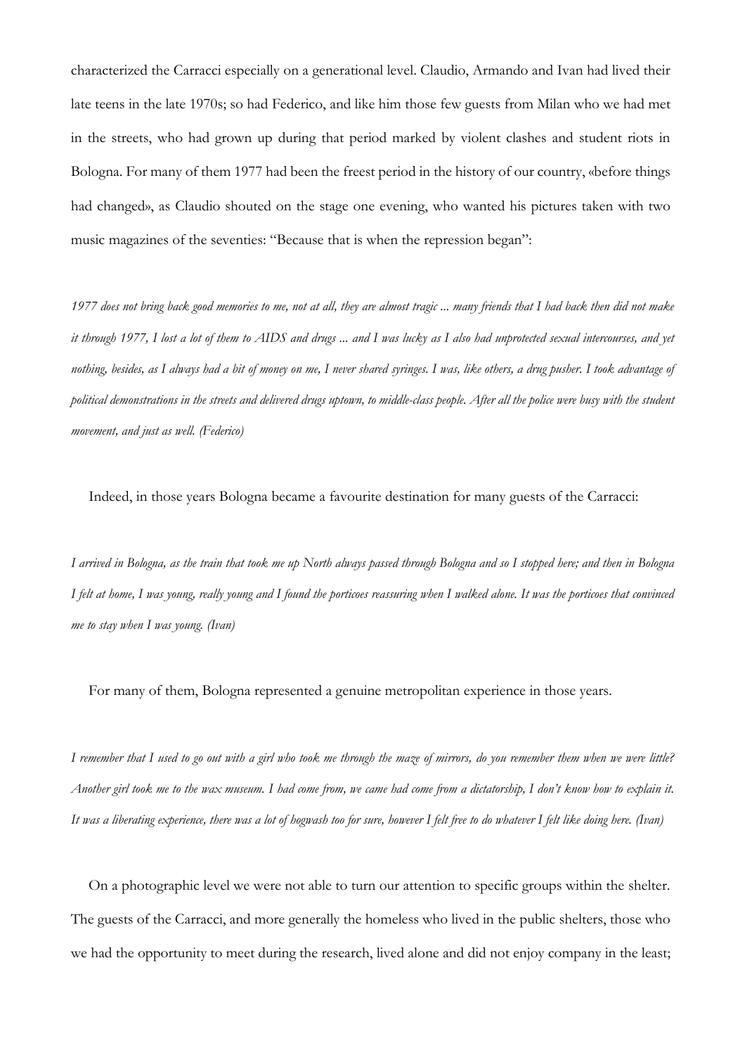characterized the Carracci especially on a generational level. Claudio, Armando and Ivan had lived their late teens in the late 1970s; so had Federico, and like him those few guests from Milan who we had met in the streets, who had grown up during that period marked by violent clashes and student riots in Bologna. For many of them 1977 had been the freest period in the history of our country, «before things had changed», as Claudio shouted on the stage one evening, who wanted his pictures taken with two music magazines of the seventies: "Because that is when the repression began":

*1977 does not bring back good memories to me, not at all, they are almost tragic ... many friends that I had back then did not make it through 1977, I lost a lot of them to AIDS and drugs ... and I was lucky as I also had unprotected sexual intercourses, and yet nothing, besides, as I always had a bit of money on me, I never shared syringes. I was, like others, a drug pusher. I took advantage of political demonstrations in the streets and delivered drugs uptown, to middle-class people. After all the police were busy with the student movement, and just as well. (Federico)*

Indeed, in those years Bologna became a favourite destination for many guests of the Carracci:

*I arrived in Bologna, as the train that took me up North always passed through Bologna and so I stopped here; and then in Bologna I felt at home, I was young, really young and I found the porticoes reassuring when I walked alone. It was the porticoes that convinced me to stay when I was young. (Ivan)*

For many of them, Bologna represented a genuine metropolitan experience in those years.

*I remember that I used to go out with a girl who took me through the maze of mirrors, do you remember them when we were little? Another girl took me to the wax museum. I had come from, we came had come from a dictatorship, I don't know how to explain it. It was a liberating experience, there was a lot of hogwash too for sure, however I felt free to do whatever I felt like doing here. (Ivan)*

On a photographic level we were not able to turn our attention to specific groups within the shelter. The guests of the Carracci, and more generally the homeless who lived in the public shelters, those who we had the opportunity to meet during the research, lived alone and did not enjoy company in the least;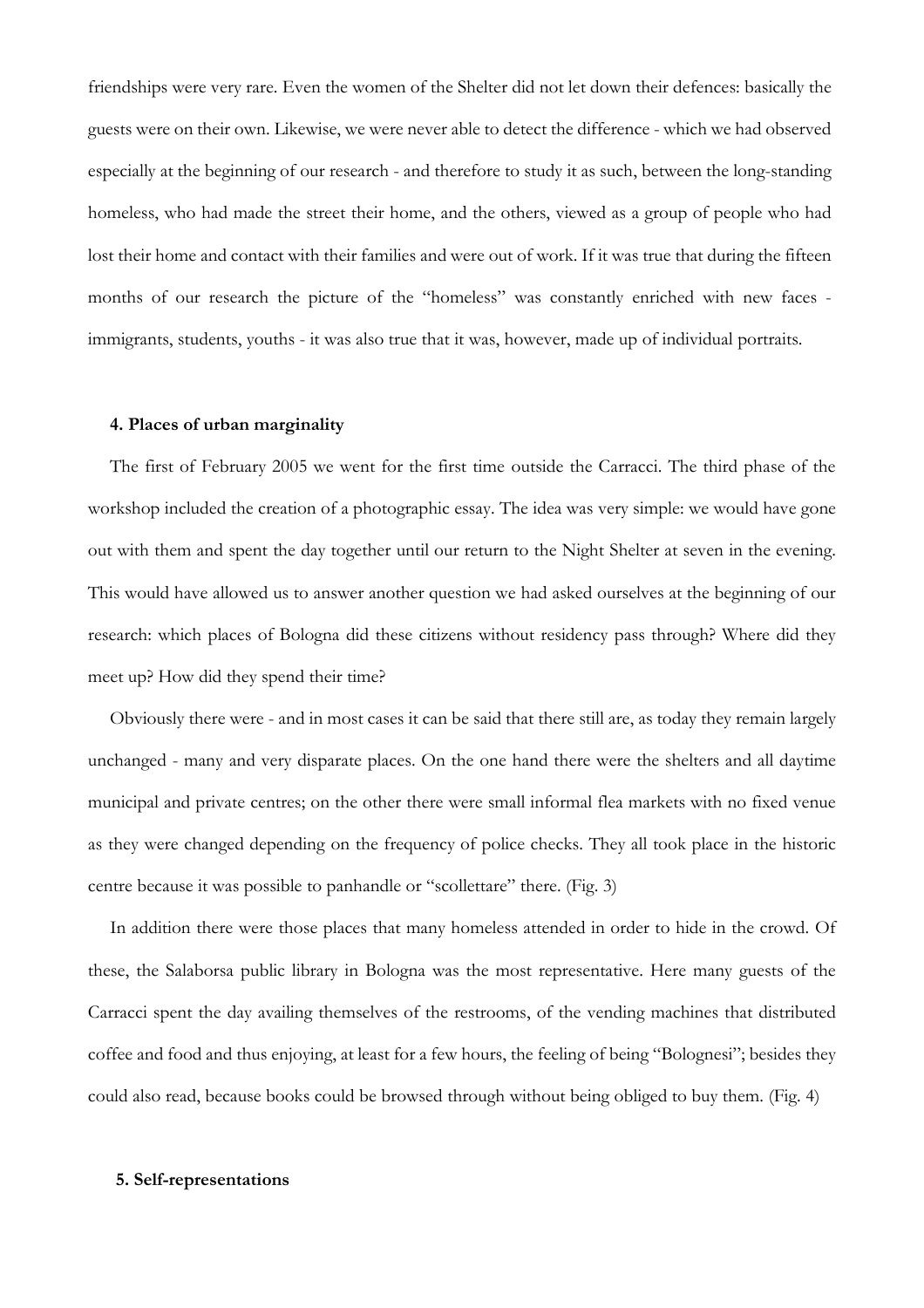friendships were very rare. Even the women of the Shelter did not let down their defences: basically the guests were on their own. Likewise, we were never able to detect the difference - which we had observed especially at the beginning of our research - and therefore to study it as such, between the long-standing homeless, who had made the street their home, and the others, viewed as a group of people who had lost their home and contact with their families and were out of work. If it was true that during the fifteen months of our research the picture of the "homeless" was constantly enriched with new faces - immigrants, students, youths - it was also true that it was, however, made up of individual portraits.

### 4. Places of urban marginality

The first of February 2005 we went for the first time outside the Carracci. The third phase of the workshop included the creation of a photographic essay. The idea was very simple: we would have gone out with them and spent the day together until our return to the Night Shelter at seven in the evening. This would have allowed us to answer another question we had asked ourselves at the beginning of our research: which places of Bologna did these citizens without residency pass through? Where did they meet up? How did they spend their time?

Obviously there were - and in most cases it can be said that there still are, as today they remain largely unchanged - many and very disparate places. On the one hand there were the shelters and all daytime municipal and private centres; on the other there were small informal flea markets with no fixed venue as they were changed depending on the frequency of police checks. They all took place in the historic centre because it was possible to panhandle or "scollettare" there. (Fig. 3)

In addition there were those places that many homeless attended in order to hide in the crowd. Of these, the Salaborsa public library in Bologna was the most representative. Here many guests of the Carracci spent the day availing themselves of the restrooms, of the vending machines that distributed coffee and food and thus enjoying, at least for a few hours, the feeling of being "Bolognesi"; besides they could also read, because books could be browsed through without being obliged to buy them. (Fig. 4)

### 5. Self-representations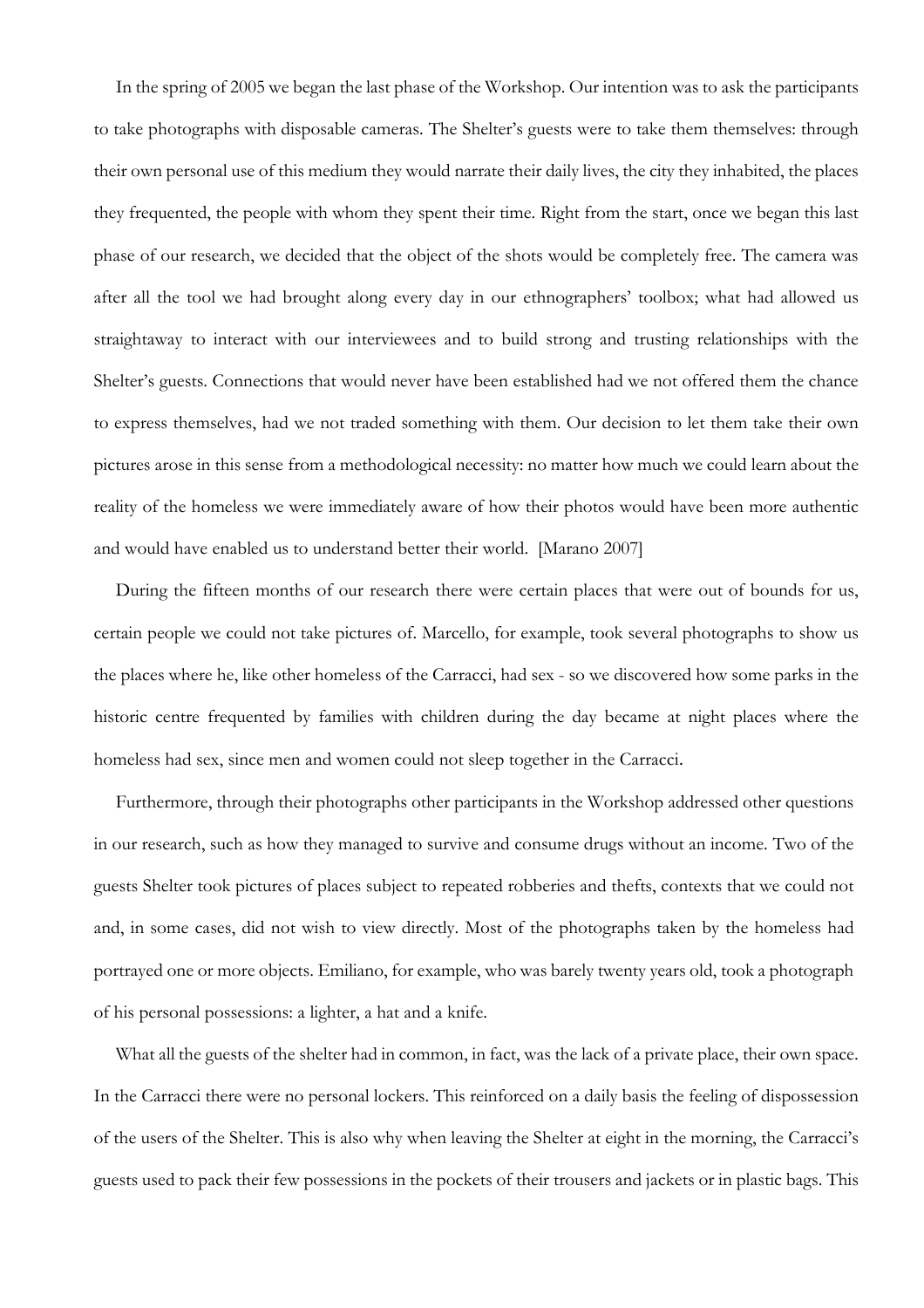In the spring of 2005 we began the last phase of the Workshop. Our intention was to ask the participants to take photographs with disposable cameras. The Shelter's guests were to take them themselves: through their own personal use of this medium they would narrate their daily lives, the city they inhabited, the places they frequented, the people with whom they spent their time. Right from the start, once we began this last phase of our research, we decided that the object of the shots would be completely free. The camera was after all the tool we had brought along every day in our ethnographers' toolbox; what had allowed us straightaway to interact with our interviewees and to build strong and trusting relationships with the Shelter's guests. Connections that would never have been established had we not offered them the chance to express themselves, had we not traded something with them. Our decision to let them take their own pictures arose in this sense from a methodological necessity: no matter how much we could learn about the reality of the homeless we were immediately aware of how their photos would have been more authentic and would have enabled us to understand better their world. [Marano 2007]

During the fifteen months of our research there were certain places that were out of bounds for us, certain people we could not take pictures of. Marcello, for example, took several photographs to show us the places where he, like other homeless of the Carracci, had sex - so we discovered how some parks in the historic centre frequented by families with children during the day became at night places where the homeless had sex, since men and women could not sleep together in the Carracci.

Furthermore, through their photographs other participants in the Workshop addressed other questions in our research, such as how they managed to survive and consume drugs without an income. Two of the guests Shelter took pictures of places subject to repeated robberies and thefts, contexts that we could not and, in some cases, did not wish to view directly. Most of the photographs taken by the homeless had portrayed one or more objects. Emiliano, for example, who was barely twenty years old, took a photograph of his personal possessions: a lighter, a hat and a knife.

What all the guests of the shelter had in common, in fact, was the lack of a private place, their own space. In the Carracci there were no personal lockers. This reinforced on a daily basis the feeling of dispossession of the users of the Shelter. This is also why when leaving the Shelter at eight in the morning, the Carracci's guests used to pack their few possessions in the pockets of their trousers and jackets or in plastic bags. This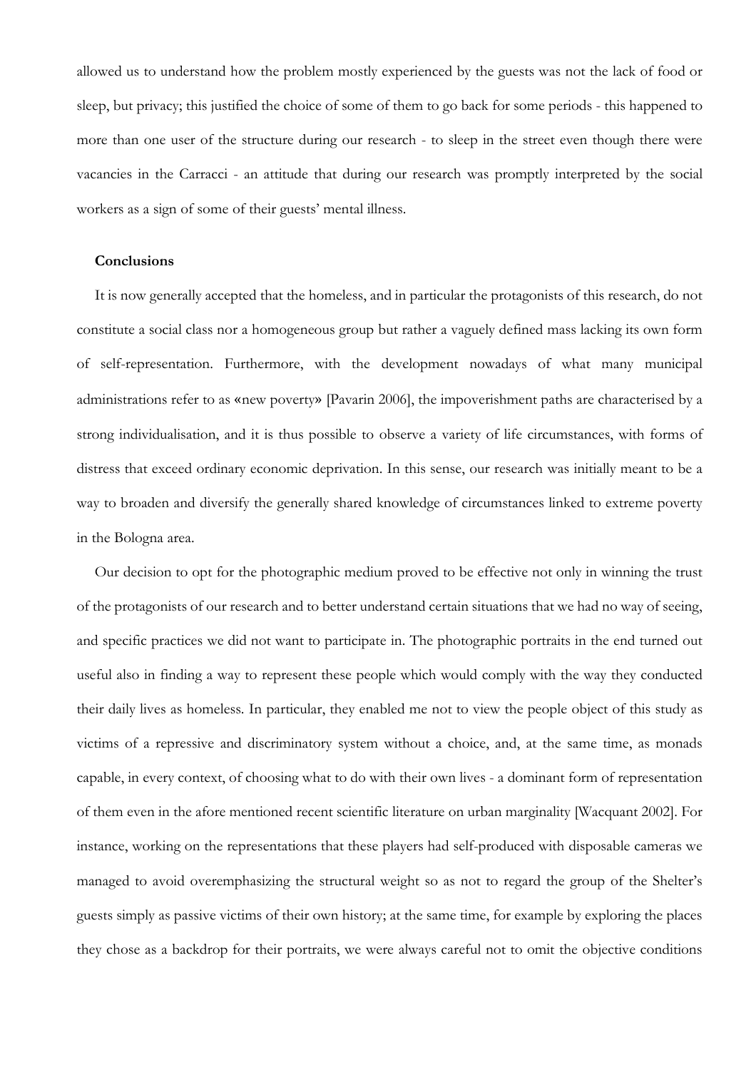allowed us to understand how the problem mostly experienced by the guests was not the lack of food or sleep, but privacy; this justified the choice of some of them to go back for some periods - this happened to more than one user of the structure during our research - to sleep in the street even though there were vacancies in the Carracci - an attitude that during our research was promptly interpreted by the social workers as a sign of some of their guests' mental illness.

## Conclusions

It is now generally accepted that the homeless, and in particular the protagonists of this research, do not constitute a social class nor a homogeneous group but rather a vaguely defined mass lacking its own form of self-representation. Furthermore, with the development nowadays of what many municipal administrations refer to as «new poverty» [Pavarin 2006], the impoverishment paths are characterised by a strong individualisation, and it is thus possible to observe a variety of life circumstances, with forms of distress that exceed ordinary economic deprivation. In this sense, our research was initially meant to be a way to broaden and diversify the generally shared knowledge of circumstances linked to extreme poverty in the Bologna area.

Our decision to opt for the photographic medium proved to be effective not only in winning the trust of the protagonists of our research and to better understand certain situations that we had no way of seeing, and specific practices we did not want to participate in. The photographic portraits in the end turned out useful also in finding a way to represent these people which would comply with the way they conducted their daily lives as homeless. In particular, they enabled me not to view the people object of this study as victims of a repressive and discriminatory system without a choice, and, at the same time, as monads capable, in every context, of choosing what to do with their own lives - a dominant form of representation of them even in the afore mentioned recent scientific literature on urban marginality [Wacquant 2002]. For instance, working on the representations that these players had self-produced with disposable cameras we managed to avoid overemphasizing the structural weight so as not to regard the group of the Shelter's guests simply as passive victims of their own history; at the same time, for example by exploring the places they chose as a backdrop for their portraits, we were always careful not to omit the objective conditions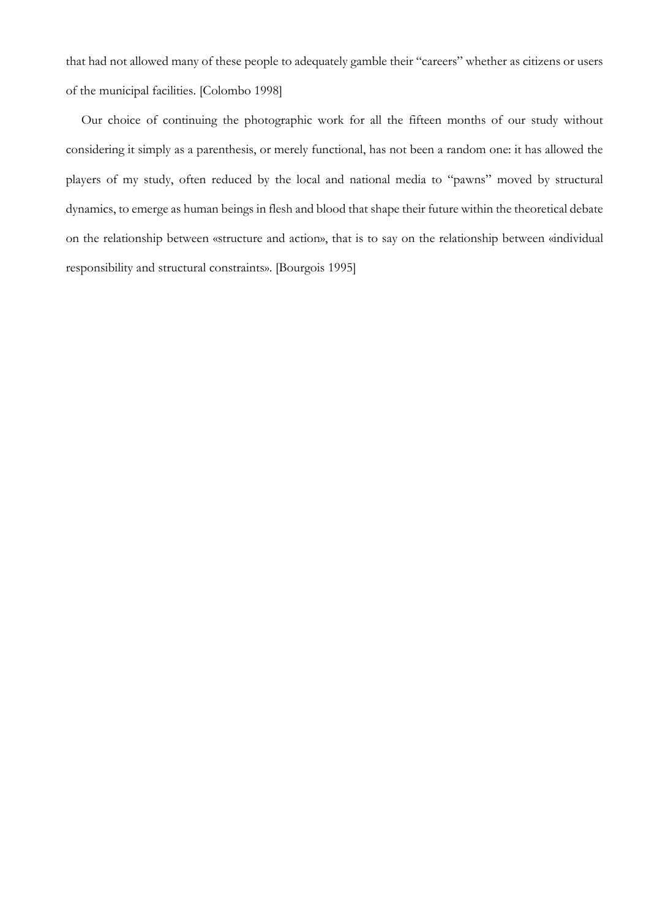that had not allowed many of these people to adequately gamble their "careers" whether as citizens or users of the municipal facilities. [Colombo 1998]

Our choice of continuing the photographic work for all the fifteen months of our study without considering it simply as a parenthesis, or merely functional, has not been a random one: it has allowed the players of my study, often reduced by the local and national media to "pawns" moved by structural dynamics, to emerge as human beings in flesh and blood that shape their future within the theoretical debate on the relationship between «structure and action», that is to say on the relationship between «individual responsibility and structural constraints». [Bourgois 1995]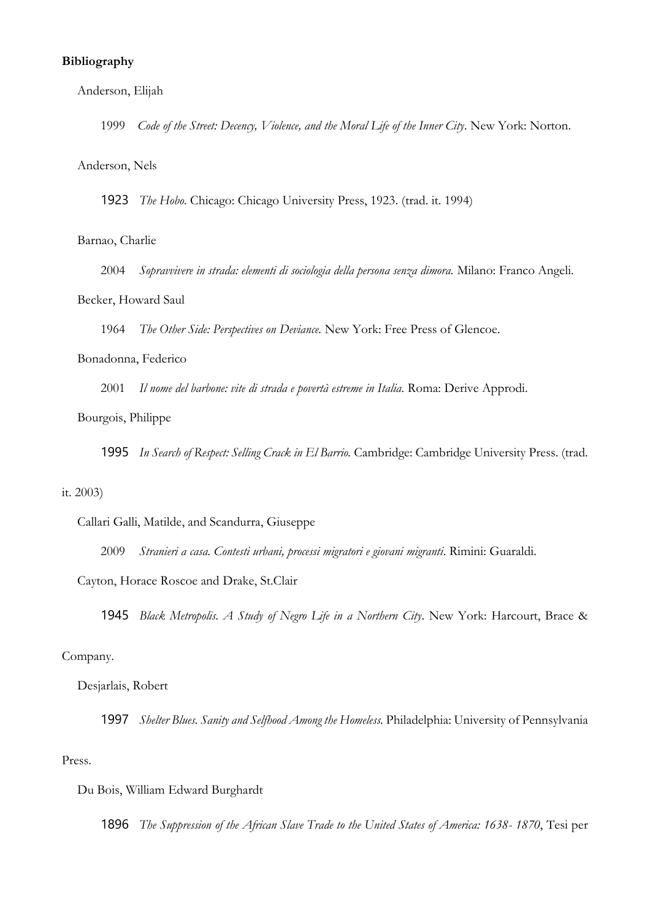**Bibliography**

Anderson, Elijah

1999 *Code of the Street: Decency, Violence, and the Moral Life of the Inner City*. New York: Norton.

Anderson, Nels

1923 *The Hobo*. Chicago: Chicago University Press, 1923. (trad. it. 1994)

Barnao, Charlie

2004 *Sopravvivere in strada: elementi di sociologia della persona senza dimora.* Milano: Franco Angeli.

Becker, Howard Saul

1964 *The Other Side: Perspectives on Deviance.* New York: Free Press of Glencoe.

Bonadonna, Federico

2001 *Il nome del barbone: vite di strada e povertà estreme in Italia*. Roma: Derive Approdi.

Bourgois, Philippe

1995 *In Search of Respect: Selling Crack in El Barrio.* Cambridge: Cambridge University Press. (trad. it. 2003)

Callari Galli, Matilde, and Scandurra, Giuseppe

2009 *Stranieri a casa. Contesti urbani, processi migratori e giovani migranti*. Rimini: Guaraldi.

Cayton, Horace Roscoe and Drake, St.Clair

1945 *Black Metropolis. A Study of Negro Life in a Northern City*. New York: Harcourt, Brace & Company.

Desjarlais, Robert

1997 *Shelter Blues. Sanity and Selfhood Among the Homeless.* Philadelphia: University of Pennsylvania Press.

Du Bois, William Edward Burghardt

1896 *The Suppression of the African Slave Trade to the United States of America: 1638- 1870*, Tesi per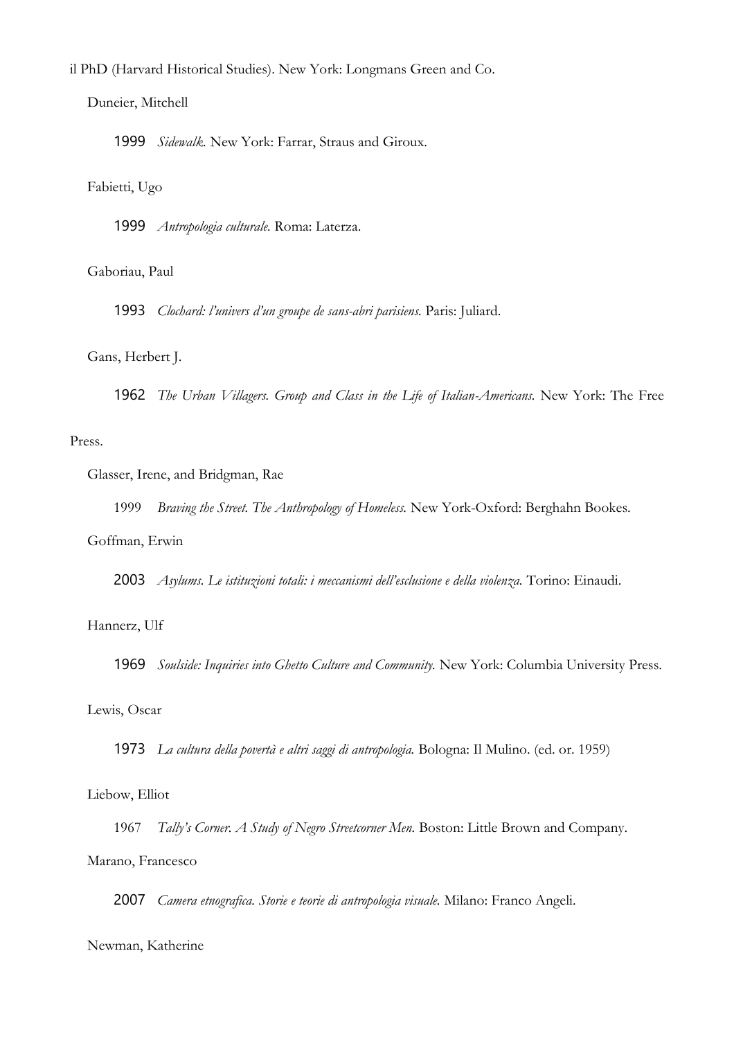il PhD (Harvard Historical Studies). New York: Longmans Green and Co.

Duneier, Mitchell

1999 *Sidewalk*. New York: Farrar, Straus and Giroux.

Fabietti, Ugo

1999 *Antropologia culturale*. Roma: Laterza.

Gaboriau, Paul

1993 *Clochard: l'univers d'un groupe de sans-abri parisiens*. Paris: Juliard.

Gans, Herbert J.

1962 *The Urban Villagers. Group and Class in the Life of Italian-Americans*. New York: The Free Press.

Glasser, Irene, and Bridgman, Rae

1999 *Braving the Street. The Anthropology of Homeless*. New York-Oxford: Berghahn Bookes.

Goffman, Erwin

2003 *Asylums. Le istituzioni totali: i meccanismi dell'esclusione e della violenza*. Torino: Einaudi.

Hannerz, Ulf

1969 *Soulside: Inquiries into Ghetto Culture and Community*. New York: Columbia University Press.

Lewis, Oscar

1973 *La cultura della povertà e altri saggi di antropologia*. Bologna: Il Mulino. (ed. or. 1959)

Liebow, Elliot

1967 *Tally's Corner. A Study of Negro Streetcorner Men*. Boston: Little Brown and Company.

Marano, Francesco

2007 *Camera etnografica. Storie e teorie di antropologia visuale*. Milano: Franco Angeli.

Newman, Katherine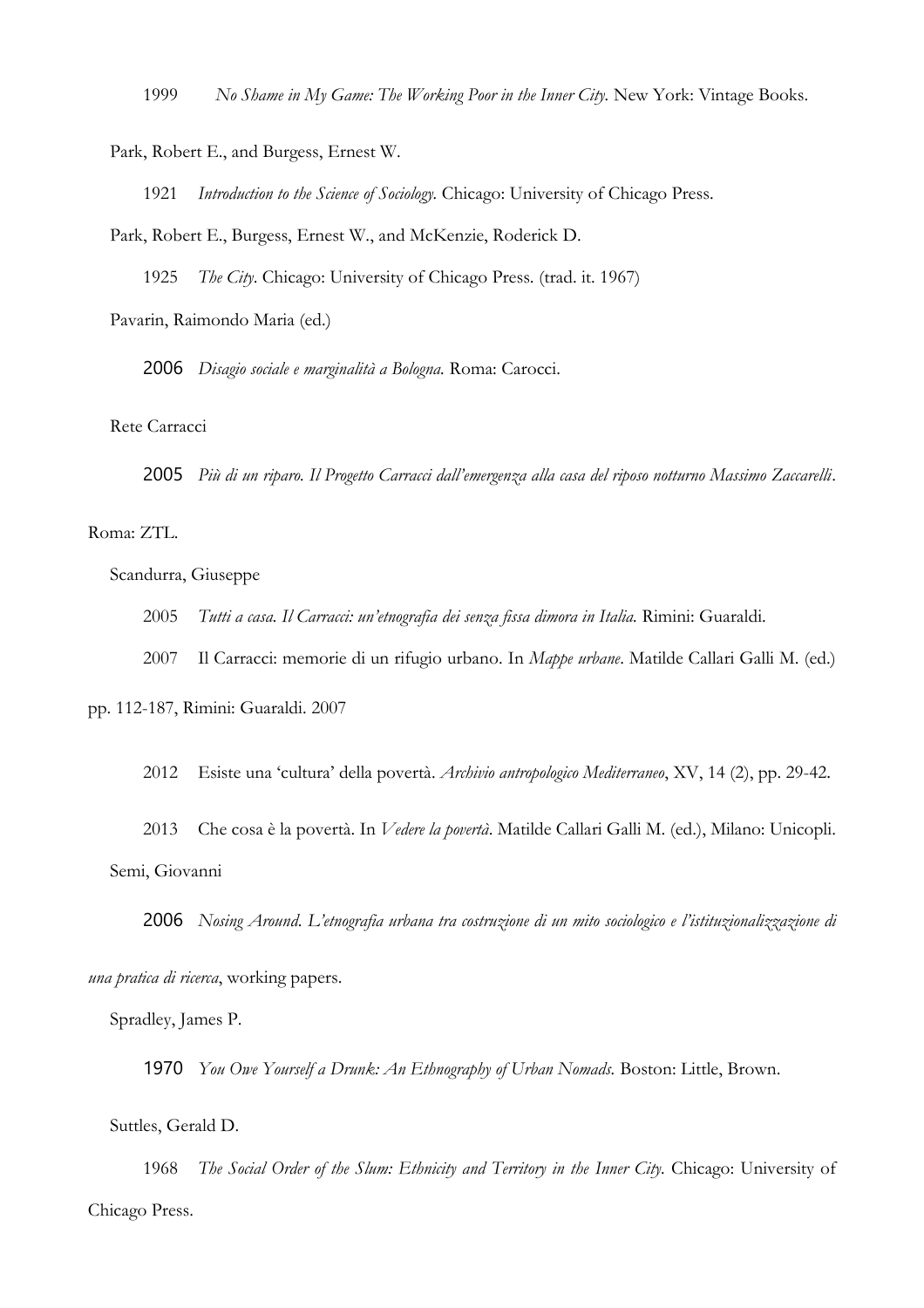1999 *No Shame in My Game: The Working Poor in the Inner City.* New York: Vintage Books.

Park, Robert E., and Burgess, Ernest W.

1921 *Introduction to the Science of Sociology.* Chicago: University of Chicago Press.

Park, Robert E., Burgess, Ernest W., and McKenzie, Roderick D.

1925 *The City.* Chicago: University of Chicago Press. (trad. it. 1967)

Pavarin, Raimondo Maria (ed.)

2006 *Disagio sociale e marginalità a Bologna.* Roma: Carocci.

Rete Carracci

2005 *Più di un riparo. Il Progetto Carracci dall'emergenza alla casa del riposo notturno Massimo Zaccarelli*. Roma: ZTL.

Scandurra, Giuseppe

2005 *Tutti a casa. Il Carracci: un'etnografia dei senza fissa dimora in Italia.* Rimini: Guaraldi.

2007 Il Carracci: memorie di un rifugio urbano. In *Mappe urbane*. Matilde Callari Galli M. (ed.) pp. 112-187, Rimini: Guaraldi. 2007

2012 Esiste una 'cultura' della povertà. *Archivio antropologico Mediterraneo*, XV, 14 (2), pp. 29-42.

2013 Che cosa è la povertà. In *Vedere la povertà*. Matilde Callari Galli M. (ed.), Milano: Unicopli.

Semi, Giovanni

2006 *Nosing Around. L'etnografia urbana tra costruzione di un mito sociologico e l'istituzionalizzazione di una pratica di ricerca*, working papers.

Spradley, James P.

1970 *You Owe Yourself a Drunk: An Ethnography of Urban Nomads.* Boston: Little, Brown.

Suttles, Gerald D.

1968 *The Social Order of the Slum: Ethnicity and Territory in the Inner City.* Chicago: University of Chicago Press.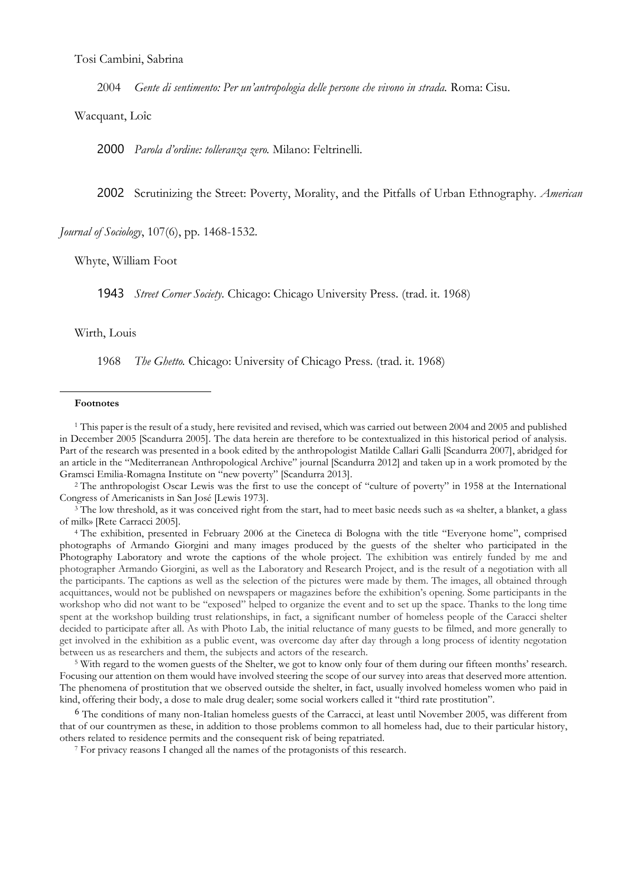Tosi Cambini, Sabrina

2004 *Gente di sentimento: Per un'antropologia delle persone che vivono in strada.* Roma: Cisu.

Wacquant, Loîc

2000 *Parola d'ordine: tolleranza zero.* Milano: Feltrinelli.

2002 Scrutinizing the Street: Poverty, Morality, and the Pitfalls of Urban Ethnography. *American Journal of Sociology*, 107(6), pp. 1468-1532.

Whyte, William Foot

1943 *Street Corner Society.* Chicago: Chicago University Press. (trad. it. 1968)

Wirth, Louis

1968 *The Ghetto.* Chicago: University of Chicago Press. (trad. it. 1968)

---

**Footnotes**

[1] This paper is the result of a study, here revisited and revised, which was carried out between 2004 and 2005 and published in December 2005 [Scandurra 2005]. The data herein are therefore to be contextualized in this historical period of analysis. Part of the research was presented in a book edited by the anthropologist Matilde Callari Galli [Scandurra 2007], abridged for an article in the "Mediterranean Anthropological Archive" journal [Scandurra 2012] and taken up in a work promoted by the Gramsci Emilia-Romagna Institute on "new poverty" [Scandurra 2013].

[2] The anthropologist Oscar Lewis was the first to use the concept of "culture of poverty" in 1958 at the International Congress of Americanists in San José [Lewis 1973].

[3] The low threshold, as it was conceived right from the start, had to meet basic needs such as «a shelter, a blanket, a glass of milk» [Rete Carracci 2005].

[4] The exhibition, presented in February 2006 at the Cineteca di Bologna with the title "Everyone home", comprised photographs of Armando Giorgini and many images produced by the guests of the shelter who participated in the Photography Laboratory and wrote the captions of the whole project. The exhibition was entirely funded by me and photographer Armando Giorgini, as well as the Laboratory and Research Project, and is the result of a negotiation with all the participants. The captions as well as the selection of the pictures were made by them. The images, all obtained through acquittances, would not be published on newspapers or magazines before the exhibition's opening. Some participants in the workshop who did not want to be "exposed" helped to organize the event and to set up the space. Thanks to the long time spent at the workshop building trust relationships, in fact, a significant number of homeless people of the Caracci shelter decided to participate after all. As with Photo Lab, the initial reluctance of many guests to be filmed, and more generally to get involved in the exhibition as a public event, was overcome day after day through a long process of identity negotation between us as researchers and them, the subjects and actors of the research.

[5] With regard to the women guests of the Shelter, we got to know only four of them during our fifteen months' research. Focusing our attention on them would have involved steering the scope of our survey into areas that deserved more attention. The phenomena of prostitution that we observed outside the shelter, in fact, usually involved homeless women who paid in kind, offering their body, a dose to male drug dealer; some social workers called it "third rate prostitution".

[6] The conditions of many non-Italian homeless guests of the Carracci, at least until November 2005, was different from that of our countrymen as these, in addition to those problems common to all homeless had, due to their particular history, others related to residence permits and the consequent risk of being repatriated.

[7] For privacy reasons I changed all the names of the protagonists of this research.